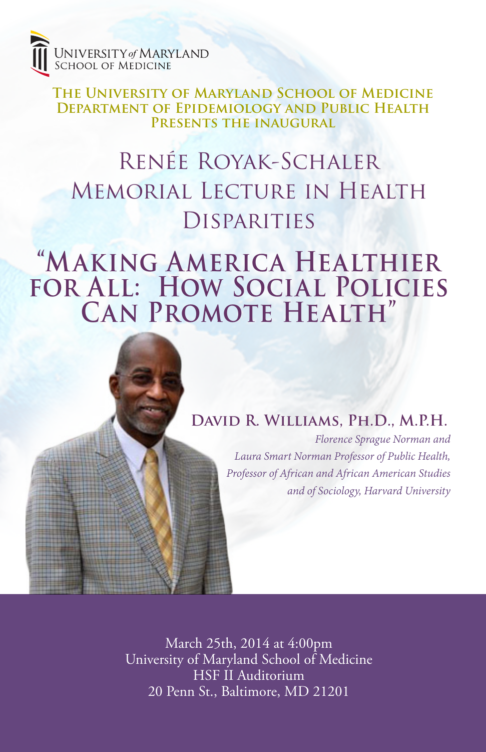University *of* Maryland
School of Medicine

**The University of Maryland School of Medicine Department of Epidemiology and Public Health Presents the inaugural**

# Renée Royak-Schaler Memorial Lecture in Health Disparities

## "Making America Healthier for All: How Social Policies Can Promote Health"

**David R. Williams, Ph.D., M.P.H.**

*Florence Sprague Norman and Laura Smart Norman Professor of Public Health, Professor of African and African American Studies and of Sociology, Harvard University*

March 25th, 2014 at 4:00pm
University of Maryland School of Medicine
HSF II Auditorium
20 Penn St., Baltimore, MD 21201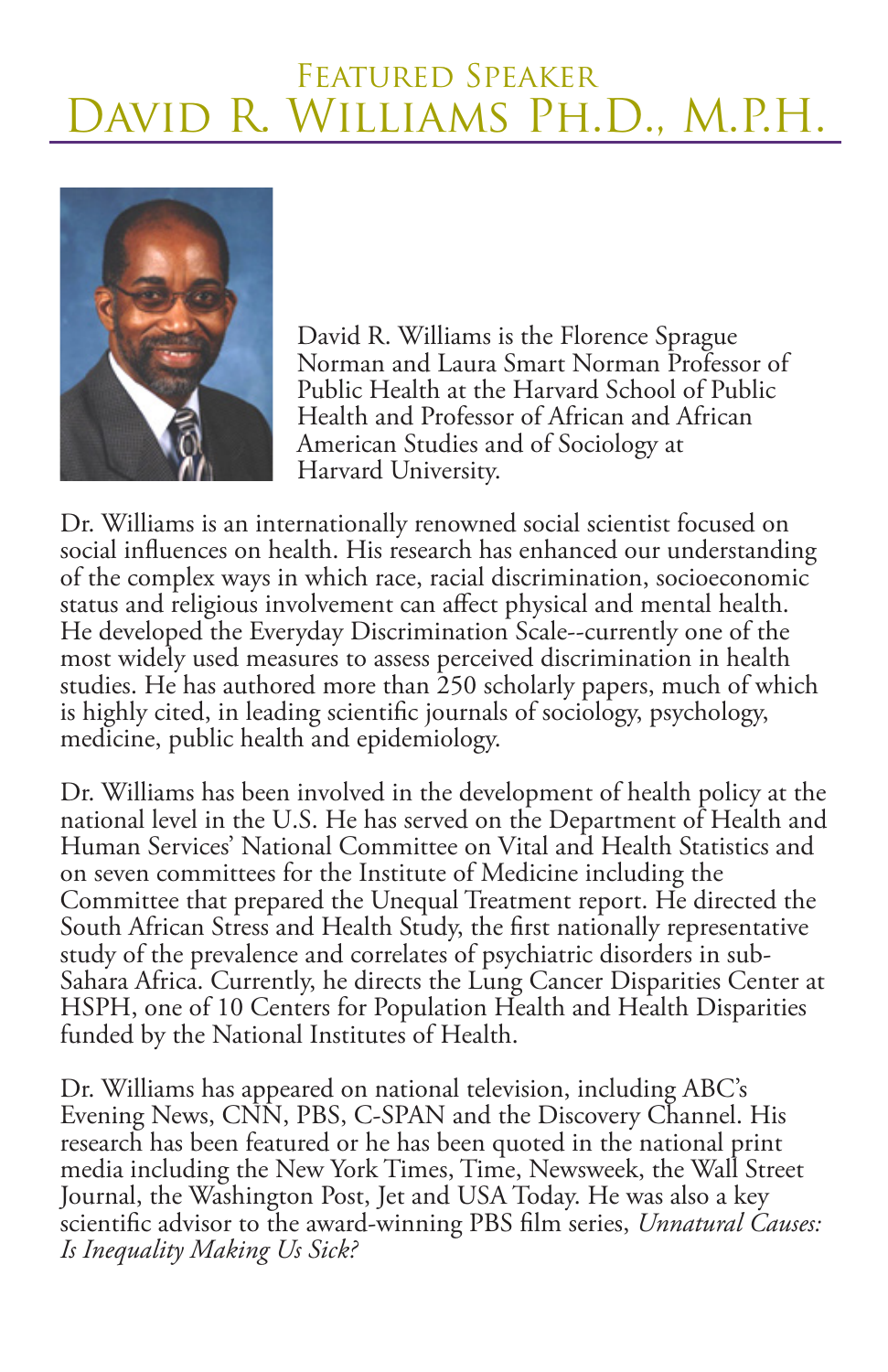## Featured Speaker

# David R. Williams Ph.D., M.P.H.

David R. Williams is the Florence Sprague Norman and Laura Smart Norman Professor of Public Health at the Harvard School of Public Health and Professor of African and African American Studies and of Sociology at Harvard University.

Dr. Williams is an internationally renowned social scientist focused on social influences on health. His research has enhanced our understanding of the complex ways in which race, racial discrimination, socioeconomic status and religious involvement can affect physical and mental health. He developed the Everyday Discrimination Scale--currently one of the most widely used measures to assess perceived discrimination in health studies. He has authored more than 250 scholarly papers, much of which is highly cited, in leading scientific journals of sociology, psychology, medicine, public health and epidemiology.

Dr. Williams has been involved in the development of health policy at the national level in the U.S. He has served on the Department of Health and Human Services' National Committee on Vital and Health Statistics and on seven committees for the Institute of Medicine including the Committee that prepared the Unequal Treatment report. He directed the South African Stress and Health Study, the first nationally representative study of the prevalence and correlates of psychiatric disorders in sub-Sahara Africa. Currently, he directs the Lung Cancer Disparities Center at HSPH, one of 10 Centers for Population Health and Health Disparities funded by the National Institutes of Health.

Dr. Williams has appeared on national television, including ABC's Evening News, CNN, PBS, C-SPAN and the Discovery Channel. His research has been featured or he has been quoted in the national print media including the New York Times, Time, Newsweek, the Wall Street Journal, the Washington Post, Jet and USA Today. He was also a key scientific advisor to the award-winning PBS film series, *Unnatural Causes: Is Inequality Making Us Sick?*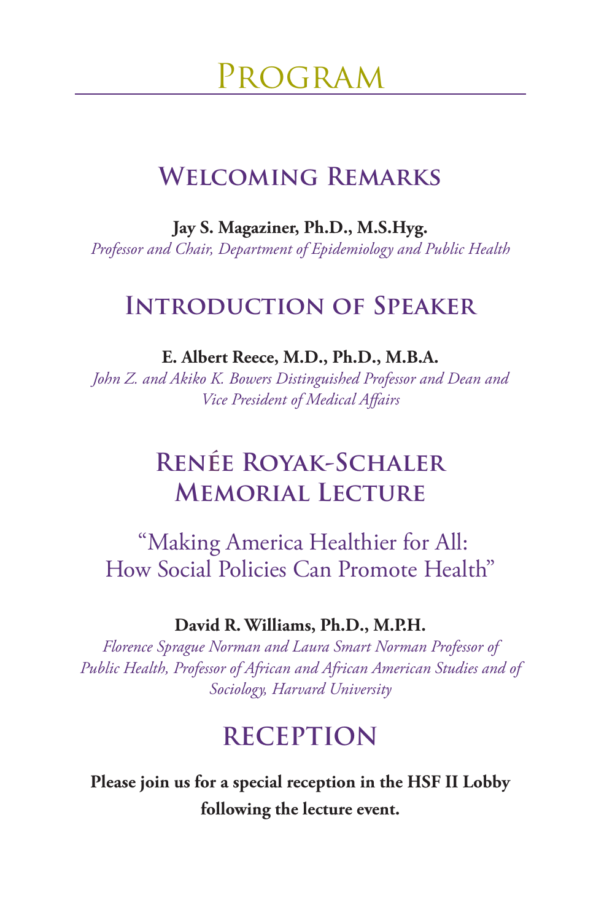# Program

## Welcoming Remarks

**Jay S. Magaziner, Ph.D., M.S.Hyg.**
*Professor and Chair, Department of Epidemiology and Public Health*

## Introduction of Speaker

**E. Albert Reece, M.D., Ph.D., M.B.A.**
*John Z. and Akiko K. Bowers Distinguished Professor and Dean and Vice President of Medical Affairs*

## Renée Royak-Schaler Memorial Lecture

"Making America Healthier for All: How Social Policies Can Promote Health"

**David R. Williams, Ph.D., M.P.H.**
*Florence Sprague Norman and Laura Smart Norman Professor of Public Health, Professor of African and African American Studies and of Sociology, Harvard University*

## Reception

**Please join us for a special reception in the HSF II Lobby following the lecture event.**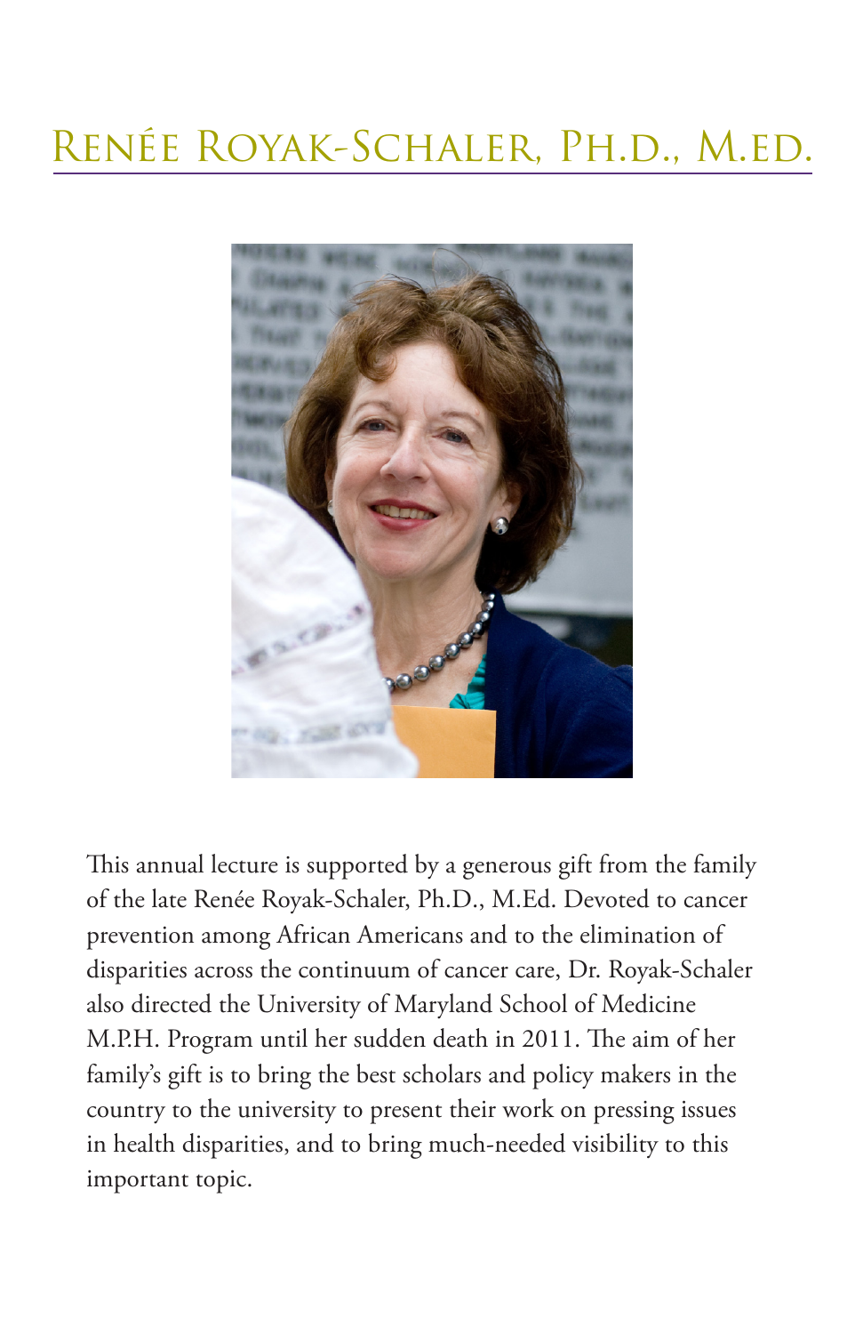# Renée Royak-Schaler, Ph.D., M.Ed.

This annual lecture is supported by a generous gift from the family of the late Renée Royak-Schaler, Ph.D., M.Ed. Devoted to cancer prevention among African Americans and to the elimination of disparities across the continuum of cancer care, Dr. Royak-Schaler also directed the University of Maryland School of Medicine M.P.H. Program until her sudden death in 2011. The aim of her family's gift is to bring the best scholars and policy makers in the country to the university to present their work on pressing issues in health disparities, and to bring much-needed visibility to this important topic.